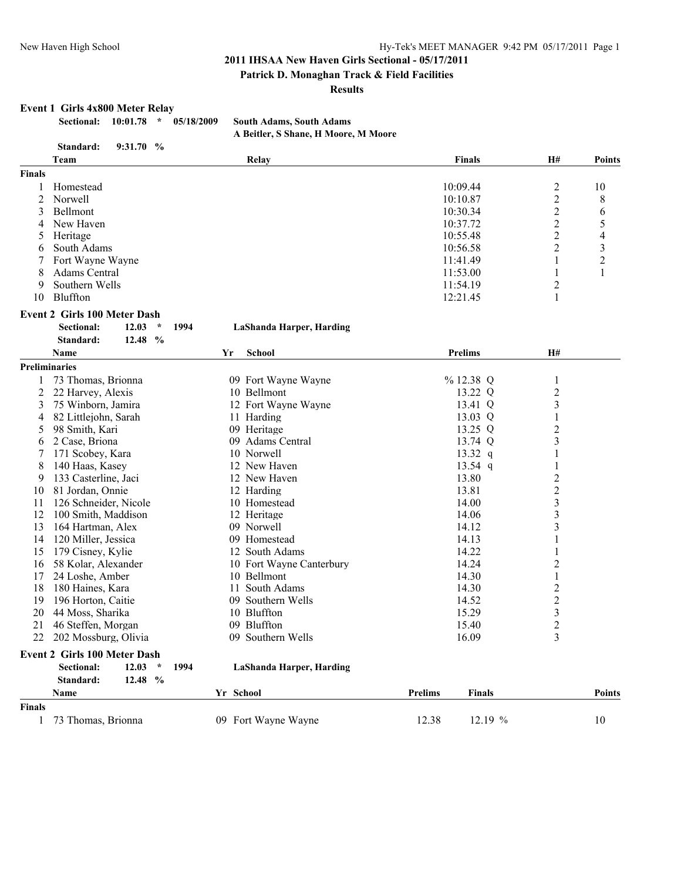# 2011 IHSAA New Haven Girls Sectional - 05/17/2011

**Patrick D. Monaghan Track & Field Facilities**

**Results**

### Event 1 Girls 4x800 Meter Relay

**Sectional: 10:01.78 * 05/18/2009 South Adams, South Adams**
**A Beitler, S Shane, H Moore, M Moore**

**Standard: 9:31.70 %**

| | Team | Relay | Finals | H# | Points |
|---|---|---|---|---|---|
| **Finals** | | | | | |
| 1 | Homestead | | 10:09.44 | 2 | 10 |
| 2 | Norwell | | 10:10.87 | 2 | 8 |
| 3 | Bellmont | | 10:30.34 | 2 | 6 |
| 4 | New Haven | | 10:37.72 | 2 | 5 |
| 5 | Heritage | | 10:55.48 | 2 | 4 |
| 6 | South Adams | | 10:56.58 | 2 | 3 |
| 7 | Fort Wayne Wayne | | 11:41.49 | 1 | 2 |
| 8 | Adams Central | | 11:53.00 | 1 | 1 |
| 9 | Southern Wells | | 11:54.19 | 2 | |
| 10 | Bluffton | | 12:21.45 | 1 | |

### Event 2 Girls 100 Meter Dash

**Sectional: 12.03 * 1994 LaShanda Harper, Harding**

**Standard: 12.48 %**

| | Name | Yr | School | Prelims | H# |
|---|---|---|---|---|---|
| **Preliminaries** | | | | | |
| 1 | 73 Thomas, Brionna | 09 | Fort Wayne Wayne | % 12.38 Q | 1 |
| 2 | 22 Harvey, Alexis | 10 | Bellmont | 13.22 Q | 2 |
| 3 | 75 Winborn, Jamira | 12 | Fort Wayne Wayne | 13.41 Q | 3 |
| 4 | 82 Littlejohn, Sarah | 11 | Harding | 13.03 Q | 1 |
| 5 | 98 Smith, Kari | 09 | Heritage | 13.25 Q | 2 |
| 6 | 2 Case, Briona | 09 | Adams Central | 13.74 Q | 3 |
| 7 | 171 Scobey, Kara | 10 | Norwell | 13.32 q | 1 |
| 8 | 140 Haas, Kasey | 12 | New Haven | 13.54 q | 1 |
| 9 | 133 Casterline, Jaci | 12 | New Haven | 13.80 | 2 |
| 10 | 81 Jordan, Onnie | 12 | Harding | 13.81 | 2 |
| 11 | 126 Schneider, Nicole | 10 | Homestead | 14.00 | 3 |
| 12 | 100 Smith, Maddison | 12 | Heritage | 14.06 | 3 |
| 13 | 164 Hartman, Alex | 09 | Norwell | 14.12 | 3 |
| 14 | 120 Miller, Jessica | 09 | Homestead | 14.13 | 1 |
| 15 | 179 Cisney, Kylie | 12 | South Adams | 14.22 | 1 |
| 16 | 58 Kolar, Alexander | 10 | Fort Wayne Canterbury | 14.24 | 2 |
| 17 | 24 Loshe, Amber | 10 | Bellmont | 14.30 | 1 |
| 18 | 180 Haines, Kara | 11 | South Adams | 14.30 | 2 |
| 19 | 196 Horton, Caitie | 09 | Southern Wells | 14.52 | 2 |
| 20 | 44 Moss, Sharika | 10 | Bluffton | 15.29 | 3 |
| 21 | 46 Steffen, Morgan | 09 | Bluffton | 15.40 | 2 |
| 22 | 202 Mossburg, Olivia | 09 | Southern Wells | 16.09 | 3 |

### Event 2 Girls 100 Meter Dash

**Sectional: 12.03 * 1994 LaShanda Harper, Harding**

**Standard: 12.48 %**

| | Name | Yr | School | Prelims | Finals | Points |
|---|---|---|---|---|---|---|
| **Finals** | | | | | | |
| 1 | 73 Thomas, Brionna | 09 | Fort Wayne Wayne | 12.38 | 12.19 % | 10 |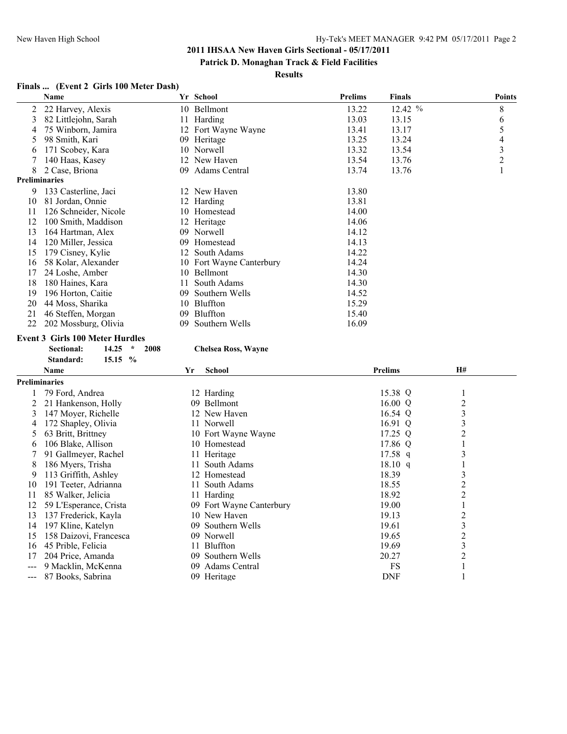## 2011 IHSAA New Haven Girls Sectional - 05/17/2011

**Patrick D. Monaghan Track & Field Facilities**

**Results**

### Finals ... (Event 2 Girls 100 Meter Dash)

| | Name | Yr | School | Prelims | Finals | Points |
|---|---|---|---|---|---|---|
| 2 | 22 Harvey, Alexis | 10 | Bellmont | 13.22 | 12.42 % | 8 |
| 3 | 82 Littlejohn, Sarah | 11 | Harding | 13.03 | 13.15 | 6 |
| 4 | 75 Winborn, Jamira | 12 | Fort Wayne Wayne | 13.41 | 13.17 | 5 |
| 5 | 98 Smith, Kari | 09 | Heritage | 13.25 | 13.24 | 4 |
| 6 | 171 Scobey, Kara | 10 | Norwell | 13.32 | 13.54 | 3 |
| 7 | 140 Haas, Kasey | 12 | New Haven | 13.54 | 13.76 | 2 |
| 8 | 2 Case, Briona | 09 | Adams Central | 13.74 | 13.76 | 1 |
| **Preliminaries** | | | | | | |
| 9 | 133 Casterline, Jaci | 12 | New Haven | 13.80 | | |
| 10 | 81 Jordan, Onnie | 12 | Harding | 13.81 | | |
| 11 | 126 Schneider, Nicole | 10 | Homestead | 14.00 | | |
| 12 | 100 Smith, Maddison | 12 | Heritage | 14.06 | | |
| 13 | 164 Hartman, Alex | 09 | Norwell | 14.12 | | |
| 14 | 120 Miller, Jessica | 09 | Homestead | 14.13 | | |
| 15 | 179 Cisney, Kylie | 12 | South Adams | 14.22 | | |
| 16 | 58 Kolar, Alexander | 10 | Fort Wayne Canterbury | 14.24 | | |
| 17 | 24 Loshe, Amber | 10 | Bellmont | 14.30 | | |
| 18 | 180 Haines, Kara | 11 | South Adams | 14.30 | | |
| 19 | 196 Horton, Caitie | 09 | Southern Wells | 14.52 | | |
| 20 | 44 Moss, Sharika | 10 | Bluffton | 15.29 | | |
| 21 | 46 Steffen, Morgan | 09 | Bluffton | 15.40 | | |
| 22 | 202 Mossburg, Olivia | 09 | Southern Wells | 16.09 | | |

### Event 3 Girls 100 Meter Hurdles

**Sectional:** 14.25 * 2008 **Chelsea Ross, Wayne**

**Standard:** 15.15 %

| | Name | Yr | School | Prelims | H# |
|---|---|---|---|---|---|
| **Preliminaries** | | | | | |
| 1 | 79 Ford, Andrea | 12 | Harding | 15.38 Q | 1 |
| 2 | 21 Hankenson, Holly | 09 | Bellmont | 16.00 Q | 2 |
| 3 | 147 Moyer, Richelle | 12 | New Haven | 16.54 Q | 3 |
| 4 | 172 Shapley, Olivia | 11 | Norwell | 16.91 Q | 3 |
| 5 | 63 Britt, Brittney | 10 | Fort Wayne Wayne | 17.25 Q | 2 |
| 6 | 106 Blake, Allison | 10 | Homestead | 17.86 Q | 1 |
| 7 | 91 Gallmeyer, Rachel | 11 | Heritage | 17.58 q | 3 |
| 8 | 186 Myers, Trisha | 11 | South Adams | 18.10 q | 1 |
| 9 | 113 Griffith, Ashley | 12 | Homestead | 18.39 | 3 |
| 10 | 191 Teeter, Adrianna | 11 | South Adams | 18.55 | 2 |
| 11 | 85 Walker, Jelicia | 11 | Harding | 18.92 | 2 |
| 12 | 59 L'Esperance, Crista | 09 | Fort Wayne Canterbury | 19.00 | 1 |
| 13 | 137 Frederick, Kayla | 10 | New Haven | 19.13 | 2 |
| 14 | 197 Kline, Katelyn | 09 | Southern Wells | 19.61 | 3 |
| 15 | 158 Daizovi, Francesca | 09 | Norwell | 19.65 | 2 |
| 16 | 45 Prible, Felicia | 11 | Bluffton | 19.69 | 3 |
| 17 | 204 Price, Amanda | 09 | Southern Wells | 20.27 | 2 |
| --- | 9 Macklin, McKenna | 09 | Adams Central | FS | 1 |
| --- | 87 Books, Sabrina | 09 | Heritage | DNF | 1 |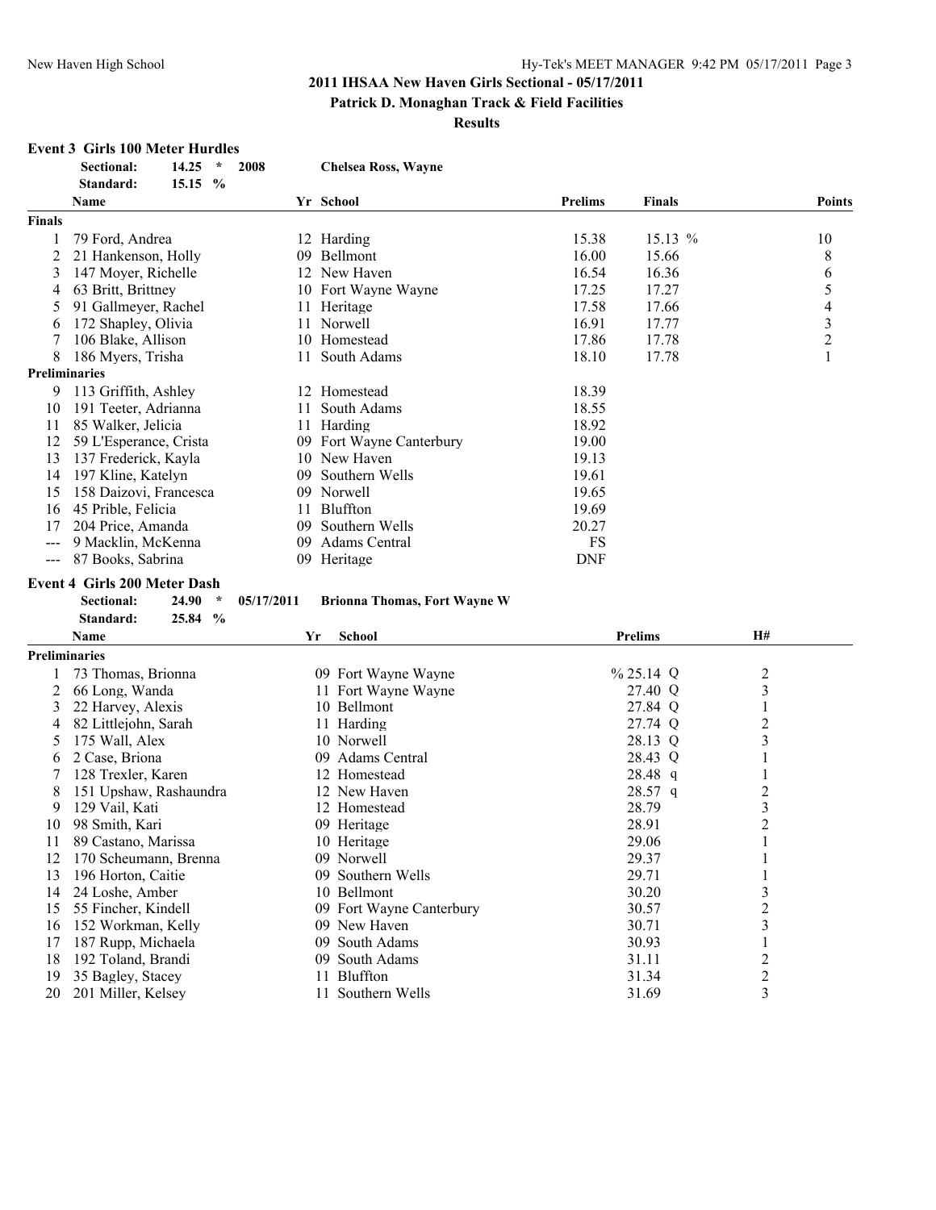**2011 IHSAA New Haven Girls Sectional - 05/17/2011**

**Patrick D. Monaghan Track & Field Facilities**

**Results**

### Event 3 Girls 100 Meter Hurdles

| | | | | |
|---|---|---|---|---|
| **Sectional:** | **14.25** | * | **2008** | **Chelsea Ross, Wayne** |
| **Standard:** | **15.15** | % | | |

| | Name | Yr | School | Prelims | Finals | Points |
|---|---|---|---|---|---|---|
| **Finals** | | | | | | |
| 1 | 79 Ford, Andrea | 12 | Harding | 15.38 | 15.13 % | 10 |
| 2 | 21 Hankenson, Holly | 09 | Bellmont | 16.00 | 15.66 | 8 |
| 3 | 147 Moyer, Richelle | 12 | New Haven | 16.54 | 16.36 | 6 |
| 4 | 63 Britt, Brittney | 10 | Fort Wayne Wayne | 17.25 | 17.27 | 5 |
| 5 | 91 Gallmeyer, Rachel | 11 | Heritage | 17.58 | 17.66 | 4 |
| 6 | 172 Shapley, Olivia | 11 | Norwell | 16.91 | 17.77 | 3 |
| 7 | 106 Blake, Allison | 10 | Homestead | 17.86 | 17.78 | 2 |
| 8 | 186 Myers, Trisha | 11 | South Adams | 18.10 | 17.78 | 1 |
| **Preliminaries** | | | | | | |
| 9 | 113 Griffith, Ashley | 12 | Homestead | 18.39 | | |
| 10 | 191 Teeter, Adrianna | 11 | South Adams | 18.55 | | |
| 11 | 85 Walker, Jelicia | 11 | Harding | 18.92 | | |
| 12 | 59 L'Esperance, Crista | 09 | Fort Wayne Canterbury | 19.00 | | |
| 13 | 137 Frederick, Kayla | 10 | New Haven | 19.13 | | |
| 14 | 197 Kline, Katelyn | 09 | Southern Wells | 19.61 | | |
| 15 | 158 Daizovi, Francesca | 09 | Norwell | 19.65 | | |
| 16 | 45 Prible, Felicia | 11 | Bluffton | 19.69 | | |
| 17 | 204 Price, Amanda | 09 | Southern Wells | 20.27 | | |
| --- | 9 Macklin, McKenna | 09 | Adams Central | FS | | |
| --- | 87 Books, Sabrina | 09 | Heritage | DNF | | |

### Event 4 Girls 200 Meter Dash

| | | | | |
|---|---|---|---|---|
| **Sectional:** | **24.90** | * | **05/17/2011** | **Brionna Thomas, Fort Wayne W** |
| **Standard:** | **25.84** | % | | |

| | Name | Yr | School | Prelims | H# |
|---|---|---|---|---|---|
| **Preliminaries** | | | | | |
| 1 | 73 Thomas, Brionna | 09 | Fort Wayne Wayne | % 25.14 Q | 2 |
| 2 | 66 Long, Wanda | 11 | Fort Wayne Wayne | 27.40 Q | 3 |
| 3 | 22 Harvey, Alexis | 10 | Bellmont | 27.84 Q | 1 |
| 4 | 82 Littlejohn, Sarah | 11 | Harding | 27.74 Q | 2 |
| 5 | 175 Wall, Alex | 10 | Norwell | 28.13 Q | 3 |
| 6 | 2 Case, Briona | 09 | Adams Central | 28.43 Q | 1 |
| 7 | 128 Trexler, Karen | 12 | Homestead | 28.48 q | 1 |
| 8 | 151 Upshaw, Rashaundra | 12 | New Haven | 28.57 q | 2 |
| 9 | 129 Vail, Kati | 12 | Homestead | 28.79 | 3 |
| 10 | 98 Smith, Kari | 09 | Heritage | 28.91 | 2 |
| 11 | 89 Castano, Marissa | 10 | Heritage | 29.06 | 1 |
| 12 | 170 Scheumann, Brenna | 09 | Norwell | 29.37 | 1 |
| 13 | 196 Horton, Caitie | 09 | Southern Wells | 29.71 | 1 |
| 14 | 24 Loshe, Amber | 10 | Bellmont | 30.20 | 3 |
| 15 | 55 Fincher, Kindell | 09 | Fort Wayne Canterbury | 30.57 | 2 |
| 16 | 152 Workman, Kelly | 09 | New Haven | 30.71 | 3 |
| 17 | 187 Rupp, Michaela | 09 | South Adams | 30.93 | 1 |
| 18 | 192 Toland, Brandi | 09 | South Adams | 31.11 | 2 |
| 19 | 35 Bagley, Stacey | 11 | Bluffton | 31.34 | 2 |
| 20 | 201 Miller, Kelsey | 11 | Southern Wells | 31.69 | 3 |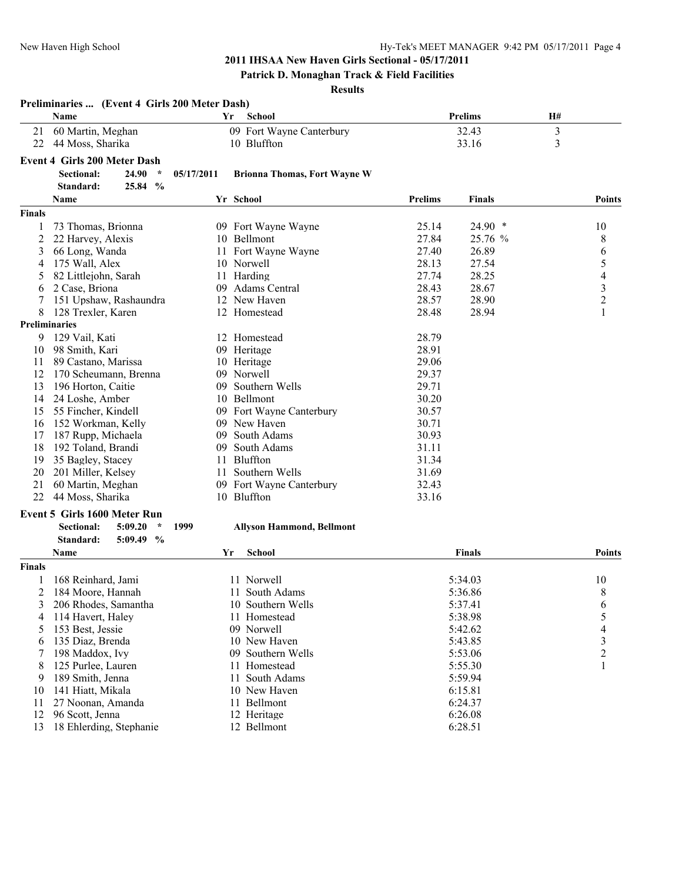## 2011 IHSAA New Haven Girls Sectional - 05/17/2011

**Patrick D. Monaghan Track & Field Facilities**

**Results**

### Preliminaries ... (Event 4 Girls 200 Meter Dash)

| | Name | Yr | School | Prelims | H# |
|---|---|---|---|---|---|
| 21 | 60 Martin, Meghan | 09 | Fort Wayne Canterbury | 32.43 | 3 |
| 22 | 44 Moss, Sharika | 10 | Bluffton | 33.16 | 3 |

### Event 4 Girls 200 Meter Dash

**Sectional:** 24.90 * 05/17/2011 **Brionna Thomas, Fort Wayne W**
**Standard:** 25.84 %

| | Name | Yr | School | Prelims | Finals | Points |
|---|---|---|---|---|---|---|
| **Finals** | | | | | | |
| 1 | 73 Thomas, Brionna | 09 | Fort Wayne Wayne | 25.14 | 24.90 * | 10 |
| 2 | 22 Harvey, Alexis | 10 | Bellmont | 27.84 | 25.76 % | 8 |
| 3 | 66 Long, Wanda | 11 | Fort Wayne Wayne | 27.40 | 26.89 | 6 |
| 4 | 175 Wall, Alex | 10 | Norwell | 28.13 | 27.54 | 5 |
| 5 | 82 Littlejohn, Sarah | 11 | Harding | 27.74 | 28.25 | 4 |
| 6 | 2 Case, Briona | 09 | Adams Central | 28.43 | 28.67 | 3 |
| 7 | 151 Upshaw, Rashaundra | 12 | New Haven | 28.57 | 28.90 | 2 |
| 8 | 128 Trexler, Karen | 12 | Homestead | 28.48 | 28.94 | 1 |
| **Preliminaries** | | | | | | |
| 9 | 129 Vail, Kati | 12 | Homestead | 28.79 | | |
| 10 | 98 Smith, Kari | 09 | Heritage | 28.91 | | |
| 11 | 89 Castano, Marissa | 10 | Heritage | 29.06 | | |
| 12 | 170 Scheumann, Brenna | 09 | Norwell | 29.37 | | |
| 13 | 196 Horton, Caitie | 09 | Southern Wells | 29.71 | | |
| 14 | 24 Loshe, Amber | 10 | Bellmont | 30.20 | | |
| 15 | 55 Fincher, Kindell | 09 | Fort Wayne Canterbury | 30.57 | | |
| 16 | 152 Workman, Kelly | 09 | New Haven | 30.71 | | |
| 17 | 187 Rupp, Michaela | 09 | South Adams | 30.93 | | |
| 18 | 192 Toland, Brandi | 09 | South Adams | 31.11 | | |
| 19 | 35 Bagley, Stacey | 11 | Bluffton | 31.34 | | |
| 20 | 201 Miller, Kelsey | 11 | Southern Wells | 31.69 | | |
| 21 | 60 Martin, Meghan | 09 | Fort Wayne Canterbury | 32.43 | | |
| 22 | 44 Moss, Sharika | 10 | Bluffton | 33.16 | | |

### Event 5 Girls 1600 Meter Run

**Sectional:** 5:09.20 * 1999 **Allyson Hammond, Bellmont**
**Standard:** 5:09.49 %

| | Name | Yr | School | Finals | Points |
|---|---|---|---|---|---|
| **Finals** | | | | | |
| 1 | 168 Reinhard, Jami | 11 | Norwell | 5:34.03 | 10 |
| 2 | 184 Moore, Hannah | 11 | South Adams | 5:36.86 | 8 |
| 3 | 206 Rhodes, Samantha | 10 | Southern Wells | 5:37.41 | 6 |
| 4 | 114 Havert, Haley | 11 | Homestead | 5:38.98 | 5 |
| 5 | 153 Best, Jessie | 09 | Norwell | 5:42.62 | 4 |
| 6 | 135 Diaz, Brenda | 10 | New Haven | 5:43.85 | 3 |
| 7 | 198 Maddox, Ivy | 09 | Southern Wells | 5:53.06 | 2 |
| 8 | 125 Purlee, Lauren | 11 | Homestead | 5:55.30 | 1 |
| 9 | 189 Smith, Jenna | 11 | South Adams | 5:59.94 | |
| 10 | 141 Hiatt, Mikala | 10 | New Haven | 6:15.81 | |
| 11 | 27 Noonan, Amanda | 11 | Bellmont | 6:24.37 | |
| 12 | 96 Scott, Jenna | 12 | Heritage | 6:26.08 | |
| 13 | 18 Ehlerding, Stephanie | 12 | Bellmont | 6:28.51 | |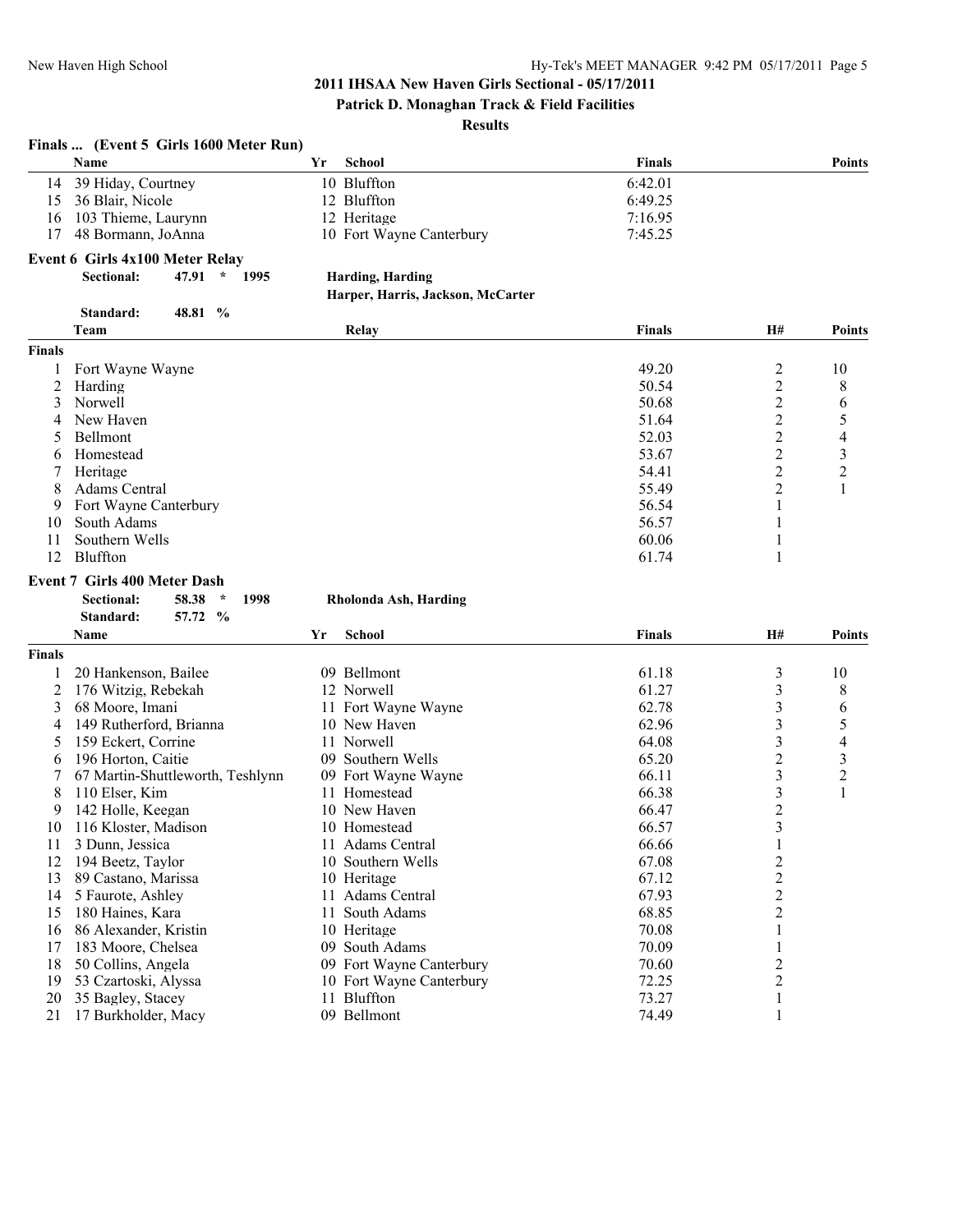## 2011 IHSAA New Haven Girls Sectional - 05/17/2011

### Patrick D. Monaghan Track & Field Facilities

### Results

#### Finals ... (Event 5 Girls 1600 Meter Run)

| | Name | Yr | School | Finals | Points |
|---|---|---|---|---|---|
| 14 | 39 Hiday, Courtney | 10 | Bluffton | 6:42.01 | |
| 15 | 36 Blair, Nicole | 12 | Bluffton | 6:49.25 | |
| 16 | 103 Thieme, Laurynn | 12 | Heritage | 7:16.95 | |
| 17 | 48 Bormann, JoAnna | 10 | Fort Wayne Canterbury | 7:45.25 | |

#### Event 6 Girls 4x100 Meter Relay

**Sectional:** 47.91 * 1995 **Harding, Harding**
**Harper, Harris, Jackson, McCarter**

**Standard:** 48.81 %

| | Team | Relay | Finals | H# | Points |
|---|---|---|---|---|---|
| **Finals** | | | | | |
| 1 | Fort Wayne Wayne | | 49.20 | 2 | 10 |
| 2 | Harding | | 50.54 | 2 | 8 |
| 3 | Norwell | | 50.68 | 2 | 6 |
| 4 | New Haven | | 51.64 | 2 | 5 |
| 5 | Bellmont | | 52.03 | 2 | 4 |
| 6 | Homestead | | 53.67 | 2 | 3 |
| 7 | Heritage | | 54.41 | 2 | 2 |
| 8 | Adams Central | | 55.49 | 2 | 1 |
| 9 | Fort Wayne Canterbury | | 56.54 | 1 | |
| 10 | South Adams | | 56.57 | 1 | |
| 11 | Southern Wells | | 60.06 | 1 | |
| 12 | Bluffton | | 61.74 | 1 | |

#### Event 7 Girls 400 Meter Dash

**Sectional:** 58.38 * 1998 **Rholonda Ash, Harding**

**Standard:** 57.72 %

| | Name | Yr | School | Finals | H# | Points |
|---|---|---|---|---|---|---|
| **Finals** | | | | | | |
| 1 | 20 Hankenson, Bailee | 09 | Bellmont | 61.18 | 3 | 10 |
| 2 | 176 Witzig, Rebekah | 12 | Norwell | 61.27 | 3 | 8 |
| 3 | 68 Moore, Imani | 11 | Fort Wayne Wayne | 62.78 | 3 | 6 |
| 4 | 149 Rutherford, Brianna | 10 | New Haven | 62.96 | 3 | 5 |
| 5 | 159 Eckert, Corrine | 11 | Norwell | 64.08 | 3 | 4 |
| 6 | 196 Horton, Caitie | 09 | Southern Wells | 65.20 | 2 | 3 |
| 7 | 67 Martin-Shuttleworth, Teshlynn | 09 | Fort Wayne Wayne | 66.11 | 3 | 2 |
| 8 | 110 Elser, Kim | 11 | Homestead | 66.38 | 3 | 1 |
| 9 | 142 Holle, Keegan | 10 | New Haven | 66.47 | 2 | |
| 10 | 116 Kloster, Madison | 10 | Homestead | 66.57 | 3 | |
| 11 | 3 Dunn, Jessica | 11 | Adams Central | 66.66 | 1 | |
| 12 | 194 Beetz, Taylor | 10 | Southern Wells | 67.08 | 2 | |
| 13 | 89 Castano, Marissa | 10 | Heritage | 67.12 | 2 | |
| 14 | 5 Faurote, Ashley | 11 | Adams Central | 67.93 | 2 | |
| 15 | 180 Haines, Kara | 11 | South Adams | 68.85 | 2 | |
| 16 | 86 Alexander, Kristin | 10 | Heritage | 70.08 | 1 | |
| 17 | 183 Moore, Chelsea | 09 | South Adams | 70.09 | 1 | |
| 18 | 50 Collins, Angela | 09 | Fort Wayne Canterbury | 70.60 | 2 | |
| 19 | 53 Czartoski, Alyssa | 10 | Fort Wayne Canterbury | 72.25 | 2 | |
| 20 | 35 Bagley, Stacey | 11 | Bluffton | 73.27 | 1 | |
| 21 | 17 Burkholder, Macy | 09 | Bellmont | 74.49 | 1 | |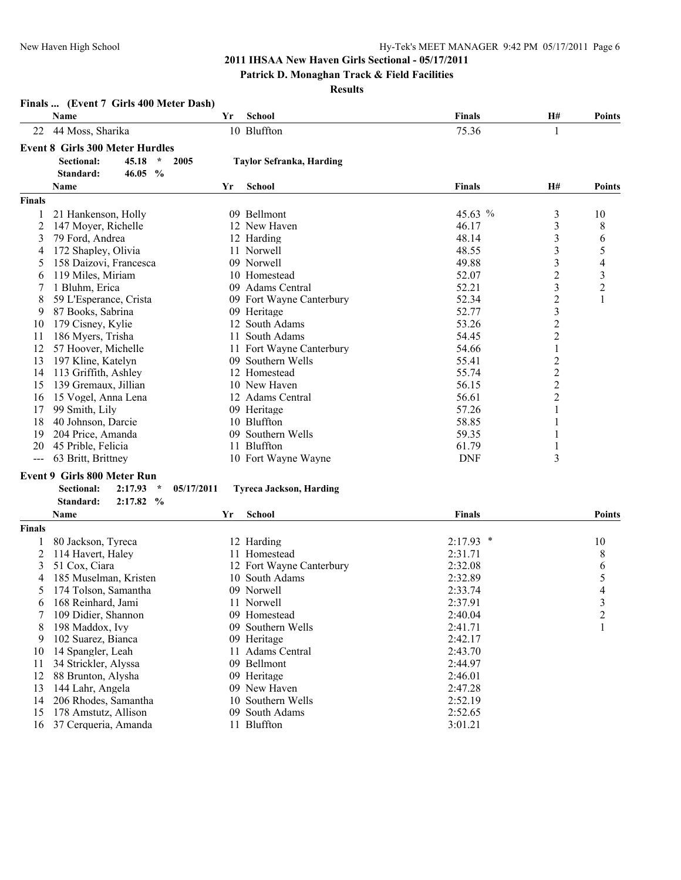**2011 IHSAA New Haven Girls Sectional - 05/17/2011**

**Patrick D. Monaghan Track & Field Facilities**

**Results**

### Finals ... (Event 7 Girls 400 Meter Dash)

| | Name | Yr | School | Finals | H# | Points |
|---|---|---|---|---|---|---|
| 22 | 44 Moss, Sharika | 10 | Bluffton | 75.36 | 1 | |

### Event 8 Girls 300 Meter Hurdles

Sectional: 45.18 * 2005 Taylor Sefranka, Harding
Standard: 46.05 %

| | Name | Yr | School | Finals | H# | Points |
|---|---|---|---|---|---|---|
| **Finals** | | | | | | |
| 1 | 21 Hankenson, Holly | 09 | Bellmont | 45.63 % | 3 | 10 |
| 2 | 147 Moyer, Richelle | 12 | New Haven | 46.17 | 3 | 8 |
| 3 | 79 Ford, Andrea | 12 | Harding | 48.14 | 3 | 6 |
| 4 | 172 Shapley, Olivia | 11 | Norwell | 48.55 | 3 | 5 |
| 5 | 158 Daizovi, Francesca | 09 | Norwell | 49.88 | 3 | 4 |
| 6 | 119 Miles, Miriam | 10 | Homestead | 52.07 | 2 | 3 |
| 7 | 1 Bluhm, Erica | 09 | Adams Central | 52.21 | 3 | 2 |
| 8 | 59 L'Esperance, Crista | 09 | Fort Wayne Canterbury | 52.34 | 2 | 1 |
| 9 | 87 Books, Sabrina | 09 | Heritage | 52.77 | 3 | |
| 10 | 179 Cisney, Kylie | 12 | South Adams | 53.26 | 2 | |
| 11 | 186 Myers, Trisha | 11 | South Adams | 54.45 | 2 | |
| 12 | 57 Hoover, Michelle | 11 | Fort Wayne Canterbury | 54.66 | 1 | |
| 13 | 197 Kline, Katelyn | 09 | Southern Wells | 55.41 | 2 | |
| 14 | 113 Griffith, Ashley | 12 | Homestead | 55.74 | 2 | |
| 15 | 139 Gremaux, Jillian | 10 | New Haven | 56.15 | 2 | |
| 16 | 15 Vogel, Anna Lena | 12 | Adams Central | 56.61 | 2 | |
| 17 | 99 Smith, Lily | 09 | Heritage | 57.26 | 1 | |
| 18 | 40 Johnson, Darcie | 10 | Bluffton | 58.85 | 1 | |
| 19 | 204 Price, Amanda | 09 | Southern Wells | 59.35 | 1 | |
| 20 | 45 Prible, Felicia | 11 | Bluffton | 61.79 | 1 | |
| --- | 63 Britt, Brittney | 10 | Fort Wayne Wayne | DNF | 3 | |

### Event 9 Girls 800 Meter Run

Sectional: 2:17.93 * 05/17/2011 Tyreca Jackson, Harding
Standard: 2:17.82 %

| | Name | Yr | School | Finals | Points |
|---|---|---|---|---|---|
| **Finals** | | | | | |
| 1 | 80 Jackson, Tyreca | 12 | Harding | 2:17.93 * | 10 |
| 2 | 114 Havert, Haley | 11 | Homestead | 2:31.71 | 8 |
| 3 | 51 Cox, Ciara | 12 | Fort Wayne Canterbury | 2:32.08 | 6 |
| 4 | 185 Muselman, Kristen | 10 | South Adams | 2:32.89 | 5 |
| 5 | 174 Tolson, Samantha | 09 | Norwell | 2:33.74 | 4 |
| 6 | 168 Reinhard, Jami | 11 | Norwell | 2:37.91 | 3 |
| 7 | 109 Didier, Shannon | 09 | Homestead | 2:40.04 | 2 |
| 8 | 198 Maddox, Ivy | 09 | Southern Wells | 2:41.71 | 1 |
| 9 | 102 Suarez, Bianca | 09 | Heritage | 2:42.17 | |
| 10 | 14 Spangler, Leah | 11 | Adams Central | 2:43.70 | |
| 11 | 34 Strickler, Alyssa | 09 | Bellmont | 2:44.97 | |
| 12 | 88 Brunton, Alysha | 09 | Heritage | 2:46.01 | |
| 13 | 144 Lahr, Angela | 09 | New Haven | 2:47.28 | |
| 14 | 206 Rhodes, Samantha | 10 | Southern Wells | 2:52.19 | |
| 15 | 178 Amstutz, Allison | 09 | South Adams | 2:52.65 | |
| 16 | 37 Cerqueria, Amanda | 11 | Bluffton | 3:01.21 | |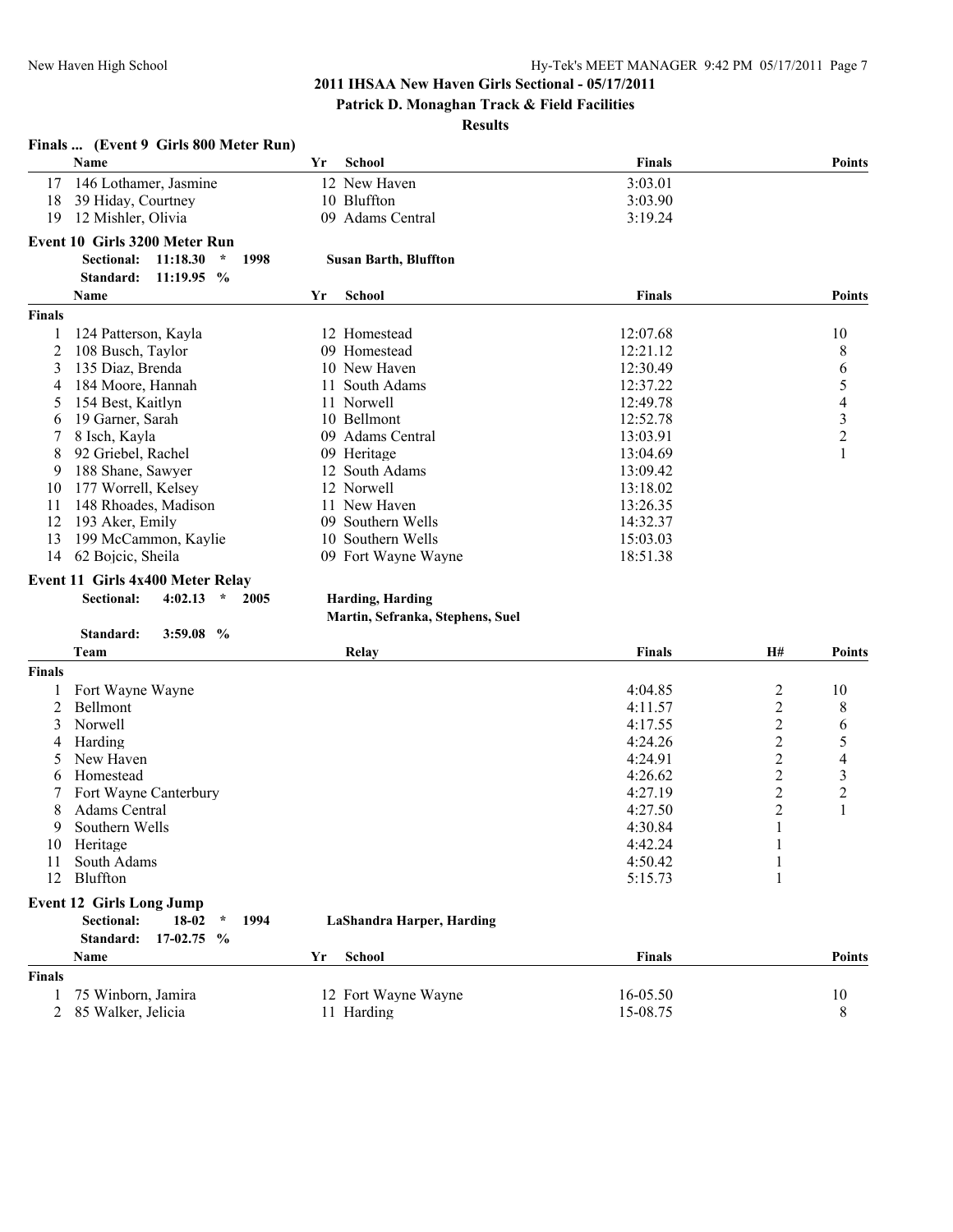## 2011 IHSAA New Haven Girls Sectional - 05/17/2011

**Patrick D. Monaghan Track & Field Facilities**

**Results**

### Finals ... (Event 9 Girls 800 Meter Run)

| | Name | Yr | School | Finals | Points |
|---|---|---|---|---|---|
| 17 | 146 Lothamer, Jasmine | 12 | New Haven | 3:03.01 | |
| 18 | 39 Hiday, Courtney | 10 | Bluffton | 3:03.90 | |
| 19 | 12 Mishler, Olivia | 09 | Adams Central | 3:19.24 | |

### Event 10 Girls 3200 Meter Run

**Sectional:** 11:18.30 * 1998 **Susan Barth, Bluffton**
**Standard:** 11:19.95 %

| | Name | Yr | School | Finals | Points |
|---|---|---|---|---|---|
| **Finals** | | | | | |
| 1 | 124 Patterson, Kayla | 12 | Homestead | 12:07.68 | 10 |
| 2 | 108 Busch, Taylor | 09 | Homestead | 12:21.12 | 8 |
| 3 | 135 Diaz, Brenda | 10 | New Haven | 12:30.49 | 6 |
| 4 | 184 Moore, Hannah | 11 | South Adams | 12:37.22 | 5 |
| 5 | 154 Best, Kaitlyn | 11 | Norwell | 12:49.78 | 4 |
| 6 | 19 Garner, Sarah | 10 | Bellmont | 12:52.78 | 3 |
| 7 | 8 Isch, Kayla | 09 | Adams Central | 13:03.91 | 2 |
| 8 | 92 Griebel, Rachel | 09 | Heritage | 13:04.69 | 1 |
| 9 | 188 Shane, Sawyer | 12 | South Adams | 13:09.42 | |
| 10 | 177 Worrell, Kelsey | 12 | Norwell | 13:18.02 | |
| 11 | 148 Rhoades, Madison | 11 | New Haven | 13:26.35 | |
| 12 | 193 Aker, Emily | 09 | Southern Wells | 14:32.37 | |
| 13 | 199 McCammon, Kaylie | 10 | Southern Wells | 15:03.03 | |
| 14 | 62 Bojcic, Sheila | 09 | Fort Wayne Wayne | 18:51.38 | |

### Event 11 Girls 4x400 Meter Relay

**Sectional:** 4:02.13 * 2005 **Harding, Harding**
**Martin, Sefranka, Stephens, Suel**
**Standard:** 3:59.08 %

| | Team | Relay | Finals | H# | Points |
|---|---|---|---|---|---|
| **Finals** | | | | | |
| 1 | Fort Wayne Wayne | | 4:04.85 | 2 | 10 |
| 2 | Bellmont | | 4:11.57 | 2 | 8 |
| 3 | Norwell | | 4:17.55 | 2 | 6 |
| 4 | Harding | | 4:24.26 | 2 | 5 |
| 5 | New Haven | | 4:24.91 | 2 | 4 |
| 6 | Homestead | | 4:26.62 | 2 | 3 |
| 7 | Fort Wayne Canterbury | | 4:27.19 | 2 | 2 |
| 8 | Adams Central | | 4:27.50 | 2 | 1 |
| 9 | Southern Wells | | 4:30.84 | 1 | |
| 10 | Heritage | | 4:42.24 | 1 | |
| 11 | South Adams | | 4:50.42 | 1 | |
| 12 | Bluffton | | 5:15.73 | 1 | |

### Event 12 Girls Long Jump

**Sectional:** 18-02 * 1994 **LaShandra Harper, Harding**
**Standard:** 17-02.75 %

| | Name | Yr | School | Finals | Points |
|---|---|---|---|---|---|
| **Finals** | | | | | |
| 1 | 75 Winborn, Jamira | 12 | Fort Wayne Wayne | 16-05.50 | 10 |
| 2 | 85 Walker, Jelicia | 11 | Harding | 15-08.75 | 8 |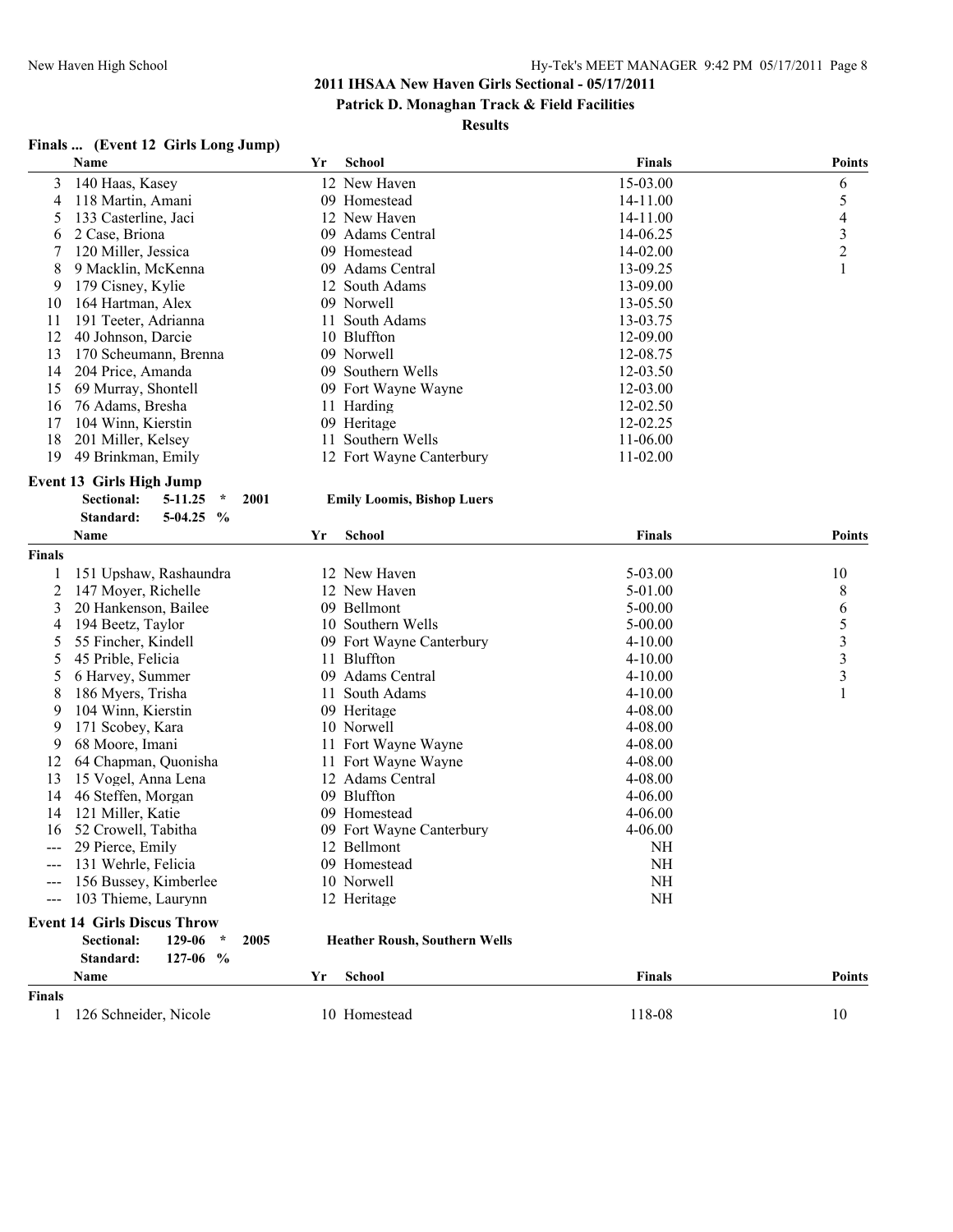# 2011 IHSAA New Haven Girls Sectional - 05/17/2011

## Patrick D. Monaghan Track & Field Facilities

### Results

**Finals ... (Event 12 Girls Long Jump)**

| | Name | Yr | School | Finals | Points |
|---|---|---|---|---|---|
| 3 | 140 Haas, Kasey | 12 | New Haven | 15-03.00 | 6 |
| 4 | 118 Martin, Amani | 09 | Homestead | 14-11.00 | 5 |
| 5 | 133 Casterline, Jaci | 12 | New Haven | 14-11.00 | 4 |
| 6 | 2 Case, Briona | 09 | Adams Central | 14-06.25 | 3 |
| 7 | 120 Miller, Jessica | 09 | Homestead | 14-02.00 | 2 |
| 8 | 9 Macklin, McKenna | 09 | Adams Central | 13-09.25 | 1 |
| 9 | 179 Cisney, Kylie | 12 | South Adams | 13-09.00 | |
| 10 | 164 Hartman, Alex | 09 | Norwell | 13-05.50 | |
| 11 | 191 Teeter, Adrianna | 11 | South Adams | 13-03.75 | |
| 12 | 40 Johnson, Darcie | 10 | Bluffton | 12-09.00 | |
| 13 | 170 Scheumann, Brenna | 09 | Norwell | 12-08.75 | |
| 14 | 204 Price, Amanda | 09 | Southern Wells | 12-03.50 | |
| 15 | 69 Murray, Shontell | 09 | Fort Wayne Wayne | 12-03.00 | |
| 16 | 76 Adams, Bresha | 11 | Harding | 12-02.50 | |
| 17 | 104 Winn, Kierstin | 09 | Heritage | 12-02.25 | |
| 18 | 201 Miller, Kelsey | 11 | Southern Wells | 11-06.00 | |
| 19 | 49 Brinkman, Emily | 12 | Fort Wayne Canterbury | 11-02.00 | |

**Event 13 Girls High Jump**

Sectional: 5-11.25 * 2001 Emily Loomis, Bishop Luers

Standard: 5-04.25 %

| | Name | Yr | School | Finals | Points |
|---|---|---|---|---|---|
| **Finals** | | | | | |
| 1 | 151 Upshaw, Rashaundra | 12 | New Haven | 5-03.00 | 10 |
| 2 | 147 Moyer, Richelle | 12 | New Haven | 5-01.00 | 8 |
| 3 | 20 Hankenson, Bailee | 09 | Bellmont | 5-00.00 | 6 |
| 4 | 194 Beetz, Taylor | 10 | Southern Wells | 5-00.00 | 5 |
| 5 | 55 Fincher, Kindell | 09 | Fort Wayne Canterbury | 4-10.00 | 3 |
| 5 | 45 Prible, Felicia | 11 | Bluffton | 4-10.00 | 3 |
| 5 | 6 Harvey, Summer | 09 | Adams Central | 4-10.00 | 3 |
| 8 | 186 Myers, Trisha | 11 | South Adams | 4-10.00 | 1 |
| 9 | 104 Winn, Kierstin | 09 | Heritage | 4-08.00 | |
| 9 | 171 Scobey, Kara | 10 | Norwell | 4-08.00 | |
| 9 | 68 Moore, Imani | 11 | Fort Wayne Wayne | 4-08.00 | |
| 12 | 64 Chapman, Quonisha | 11 | Fort Wayne Wayne | 4-08.00 | |
| 13 | 15 Vogel, Anna Lena | 12 | Adams Central | 4-08.00 | |
| 14 | 46 Steffen, Morgan | 09 | Bluffton | 4-06.00 | |
| 14 | 121 Miller, Katie | 09 | Homestead | 4-06.00 | |
| 16 | 52 Crowell, Tabitha | 09 | Fort Wayne Canterbury | 4-06.00 | |
| --- | 29 Pierce, Emily | 12 | Bellmont | NH | |
| --- | 131 Wehrle, Felicia | 09 | Homestead | NH | |
| --- | 156 Bussey, Kimberlee | 10 | Norwell | NH | |
| --- | 103 Thieme, Laurynn | 12 | Heritage | NH | |

**Event 14 Girls Discus Throw**

Sectional: 129-06 * 2005 Heather Roush, Southern Wells

Standard: 127-06 %

| | Name | Yr | School | Finals | Points |
|---|---|---|---|---|---|
| **Finals** | | | | | |
| 1 | 126 Schneider, Nicole | 10 | Homestead | 118-08 | 10 |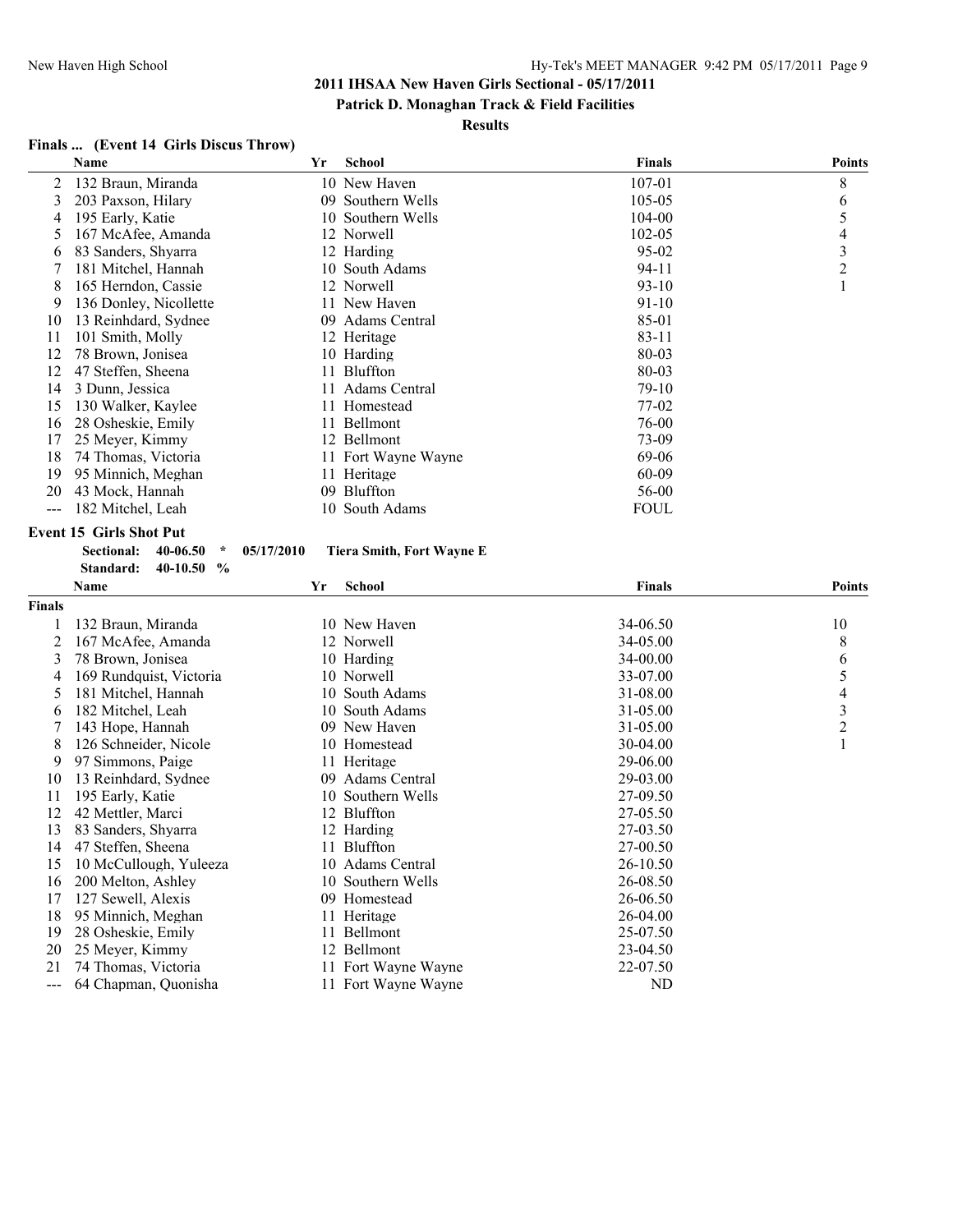## 2011 IHSAA New Haven Girls Sectional - 05/17/2011

### Patrick D. Monaghan Track & Field Facilities

### Results

**Finals ... (Event 14 Girls Discus Throw)**

| | Name | Yr | School | Finals | Points |
|---|---|---|---|---|---|
| 2 | 132 Braun, Miranda | 10 | New Haven | 107-01 | 8 |
| 3 | 203 Paxson, Hilary | 09 | Southern Wells | 105-05 | 6 |
| 4 | 195 Early, Katie | 10 | Southern Wells | 104-00 | 5 |
| 5 | 167 McAfee, Amanda | 12 | Norwell | 102-05 | 4 |
| 6 | 83 Sanders, Shyarra | 12 | Harding | 95-02 | 3 |
| 7 | 181 Mitchel, Hannah | 10 | South Adams | 94-11 | 2 |
| 8 | 165 Herndon, Cassie | 12 | Norwell | 93-10 | 1 |
| 9 | 136 Donley, Nicollette | 11 | New Haven | 91-10 | |
| 10 | 13 Reinhdard, Sydnee | 09 | Adams Central | 85-01 | |
| 11 | 101 Smith, Molly | 12 | Heritage | 83-11 | |
| 12 | 78 Brown, Jonisea | 10 | Harding | 80-03 | |
| 12 | 47 Steffen, Sheena | 11 | Bluffton | 80-03 | |
| 14 | 3 Dunn, Jessica | 11 | Adams Central | 79-10 | |
| 15 | 130 Walker, Kaylee | 11 | Homestead | 77-02 | |
| 16 | 28 Osheskie, Emily | 11 | Bellmont | 76-00 | |
| 17 | 25 Meyer, Kimmy | 12 | Bellmont | 73-09 | |
| 18 | 74 Thomas, Victoria | 11 | Fort Wayne Wayne | 69-06 | |
| 19 | 95 Minnich, Meghan | 11 | Heritage | 60-09 | |
| 20 | 43 Mock, Hannah | 09 | Bluffton | 56-00 | |
| --- | 182 Mitchel, Leah | 10 | South Adams | FOUL | |

**Event 15 Girls Shot Put**

Sectional: 40-06.50 * 05/17/2010 Tiera Smith, Fort Wayne E

Standard: 40-10.50 %

| | Name | Yr | School | Finals | Points |
|---|---|---|---|---|---|
| **Finals** | | | | | |
| 1 | 132 Braun, Miranda | 10 | New Haven | 34-06.50 | 10 |
| 2 | 167 McAfee, Amanda | 12 | Norwell | 34-05.00 | 8 |
| 3 | 78 Brown, Jonisea | 10 | Harding | 34-00.00 | 6 |
| 4 | 169 Rundquist, Victoria | 10 | Norwell | 33-07.00 | 5 |
| 5 | 181 Mitchel, Hannah | 10 | South Adams | 31-08.00 | 4 |
| 6 | 182 Mitchel, Leah | 10 | South Adams | 31-05.00 | 3 |
| 7 | 143 Hope, Hannah | 09 | New Haven | 31-05.00 | 2 |
| 8 | 126 Schneider, Nicole | 10 | Homestead | 30-04.00 | 1 |
| 9 | 97 Simmons, Paige | 11 | Heritage | 29-06.00 | |
| 10 | 13 Reinhdard, Sydnee | 09 | Adams Central | 29-03.00 | |
| 11 | 195 Early, Katie | 10 | Southern Wells | 27-09.50 | |
| 12 | 42 Mettler, Marci | 12 | Bluffton | 27-05.50 | |
| 13 | 83 Sanders, Shyarra | 12 | Harding | 27-03.50 | |
| 14 | 47 Steffen, Sheena | 11 | Bluffton | 27-00.50 | |
| 15 | 10 McCullough, Yuleeza | 10 | Adams Central | 26-10.50 | |
| 16 | 200 Melton, Ashley | 10 | Southern Wells | 26-08.50 | |
| 17 | 127 Sewell, Alexis | 09 | Homestead | 26-06.50 | |
| 18 | 95 Minnich, Meghan | 11 | Heritage | 26-04.00 | |
| 19 | 28 Osheskie, Emily | 11 | Bellmont | 25-07.50 | |
| 20 | 25 Meyer, Kimmy | 12 | Bellmont | 23-04.50 | |
| 21 | 74 Thomas, Victoria | 11 | Fort Wayne Wayne | 22-07.50 | |
| --- | 64 Chapman, Quonisha | 11 | Fort Wayne Wayne | ND | |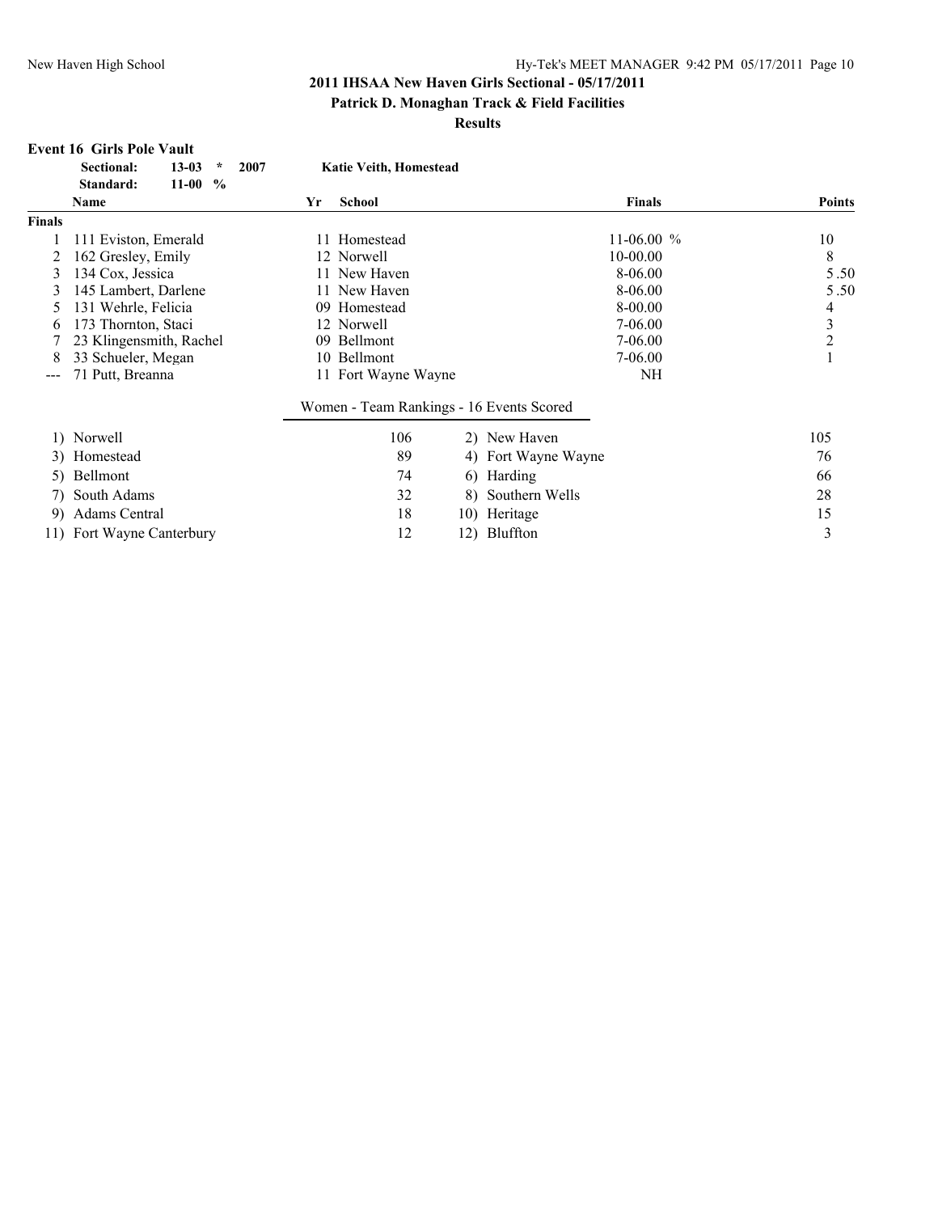**2011 IHSAA New Haven Girls Sectional - 05/17/2011**

**Patrick D. Monaghan Track & Field Facilities**

**Results**

### Event 16 Girls Pole Vault

**Sectional:** 13-03 * 2007 **Katie Veith, Homestead**

**Standard:** 11-00 %

| | Name | Yr | School | Finals | Points |
|---|---|---|---|---|---|
| **Finals** | | | | | |
| 1 | 111 Eviston, Emerald | 11 | Homestead | 11-06.00 % | 10 |
| 2 | 162 Gresley, Emily | 12 | Norwell | 10-00.00 | 8 |
| 3 | 134 Cox, Jessica | 11 | New Haven | 8-06.00 | 5.50 |
| 3 | 145 Lambert, Darlene | 11 | New Haven | 8-06.00 | 5.50 |
| 5 | 131 Wehrle, Felicia | 09 | Homestead | 8-00.00 | 4 |
| 6 | 173 Thornton, Staci | 12 | Norwell | 7-06.00 | 3 |
| 7 | 23 Klingensmith, Rachel | 09 | Bellmont | 7-06.00 | 2 |
| 8 | 33 Schueler, Megan | 10 | Bellmont | 7-06.00 | 1 |
| --- | 71 Putt, Breanna | 11 | Fort Wayne Wayne | NH | |

Women - Team Rankings - 16 Events Scored

| | | | | | |
|---|---|---|---|---|---|
| 1) | Norwell | 106 | 2) | New Haven | 105 |
| 3) | Homestead | 89 | 4) | Fort Wayne Wayne | 76 |
| 5) | Bellmont | 74 | 6) | Harding | 66 |
| 7) | South Adams | 32 | 8) | Southern Wells | 28 |
| 9) | Adams Central | 18 | 10) | Heritage | 15 |
| 11) | Fort Wayne Canterbury | 12 | 12) | Bluffton | 3 |